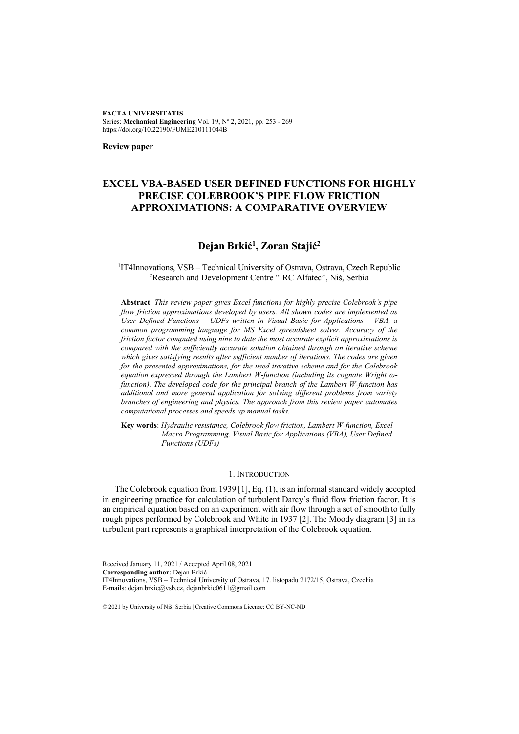**FACTA UNIVERSITATIS**
Series: **Mechanical Engineering** Vol. 19, N° 2, 2021, pp. 253 - 269
https://doi.org/10.22190/FUME210111044B

**Review paper**

# EXCEL VBA-BASED USER DEFINED FUNCTIONS FOR HIGHLY PRECISE COLEBROOK'S PIPE FLOW FRICTION APPROXIMATIONS: A COMPARATIVE OVERVIEW

## Dejan Brkić[1], Zoran Stajić[2]

[1]IT4Innovations, VSB – Technical University of Ostrava, Ostrava, Czech Republic
[2]Research and Development Centre "IRC Alfatec", Niš, Serbia

**Abstract**. *This review paper gives Excel functions for highly precise Colebrook's pipe flow friction approximations developed by users. All shown codes are implemented as User Defined Functions – UDFs written in Visual Basic for Applications – VBA, a common programming language for MS Excel spreadsheet solver. Accuracy of the friction factor computed using nine to date the most accurate explicit approximations is compared with the sufficiently accurate solution obtained through an iterative scheme which gives satisfying results after sufficient number of iterations. The codes are given for the presented approximations, for the used iterative scheme and for the Colebrook equation expressed through the Lambert W-function (including its cognate Wright ω-function). The developed code for the principal branch of the Lambert W-function has additional and more general application for solving different problems from variety branches of engineering and physics. The approach from this review paper automates computational processes and speeds up manual tasks.*

**Key words**: *Hydraulic resistance, Colebrook flow friction, Lambert W-function, Excel Macro Programming, Visual Basic for Applications (VBA), User Defined Functions (UDFs)*

## 1. INTRODUCTION

The Colebrook equation from 1939 [1], Eq. (1), is an informal standard widely accepted in engineering practice for calculation of turbulent Darcy's fluid flow friction factor. It is an empirical equation based on an experiment with air flow through a set of smooth to fully rough pipes performed by Colebrook and White in 1937 [2]. The Moody diagram [3] in its turbulent part represents a graphical interpretation of the Colebrook equation.

---

Received January 11, 2021 / Accepted April 08, 2021
**Corresponding author**: Dejan Brkić
IT4Innovations, VSB – Technical University of Ostrava, 17. listopadu 2172/15, Ostrava, Czechia
E-mails: dejan.brkic@vsb.cz, dejanbrkic0611@gmail.com

© 2021 by University of Niš, Serbia | Creative Commons License: CC BY-NC-ND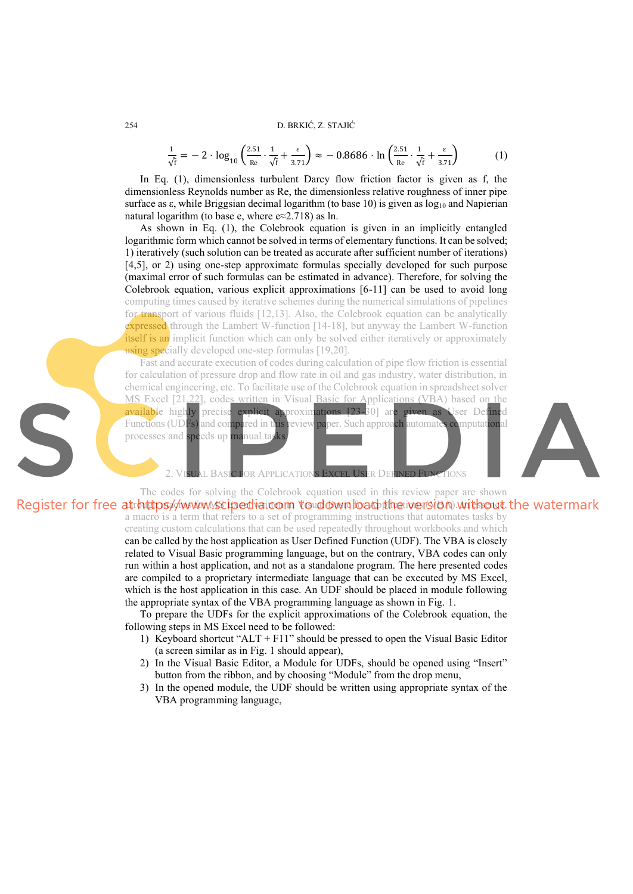$$\frac{1}{\sqrt{f}} = -2 \cdot \log_{10}\left(\frac{2.51}{Re} \cdot \frac{1}{\sqrt{f}} + \frac{\varepsilon}{3.71}\right) \approx -0.8686 \cdot \ln\left(\frac{2.51}{Re} \cdot \frac{1}{\sqrt{f}} + \frac{\varepsilon}{3.71}\right) \quad (1)$$

In Eq. (1), dimensionless turbulent Darcy flow friction factor is given as f, the dimensionless Reynolds number as Re, the dimensionless relative roughness of inner pipe surface as ε, while Briggsian decimal logarithm (to base 10) is given as $\log_{10}$ and Napierian natural logarithm (to base e, where e≈2.718) as ln.

As shown in Eq. (1), the Colebrook equation is given in an implicitly entangled logarithmic form which cannot be solved in terms of elementary functions. It can be solved; 1) iteratively (such solution can be treated as accurate after sufficient number of iterations) [4,5], or 2) using one-step approximate formulas specially developed for such purpose (maximal error of such formulas can be estimated in advance). Therefore, for solving the Colebrook equation, various explicit approximations [6-11] can be used to avoid long computing times caused by iterative schemes during the numerical simulations of pipelines for transport of various fluids [12,13]. Also, the Colebrook equation can be analytically expressed through the Lambert W-function [14-18], but anyway the Lambert W-function itself is an implicit function which can only be solved either iteratively or approximately using specially developed one-step formulas [19,20].

Fast and accurate execution of codes during calculation of pipe flow friction is essential for calculation of pressure drop and flow rate in oil and gas industry, water distribution, in chemical engineering, etc. To facilitate use of the Colebrook equation in spreadsheet solver MS Excel [21,22], codes written in Visual Basic for Applications (VBA) based on the available highly precise explicit approximations [23-30] are given as User Defined Functions (UDFs) and compared in this review paper. Such approach automates computational processes and speeds up manual tasks.

## 2. Visual Basic for Applications Excel User Defined Functions

The codes for solving the Colebrook equation used in this review paper are shown through macros written in Visual Basic for Applications (VBA) in MS Excel. In general, a macro is a term that refers to a set of programming instructions that automates tasks by creating custom calculations that can be used repeatedly throughout workbooks and which can be called by the host application as User Defined Function (UDF). The VBA is closely related to Visual Basic programming language, but on the contrary, VBA codes can only run within a host application, and not as a standalone program. The here presented codes are compiled to a proprietary intermediate language that can be executed by MS Excel, which is the host application in this case. An UDF should be placed in module following the appropriate syntax of the VBA programming language as shown in Fig. 1.

To prepare the UDFs for the explicit approximations of the Colebrook equation, the following steps in MS Excel need to be followed:

1) Keyboard shortcut "ALT + F11" should be pressed to open the Visual Basic Editor (a screen similar as in Fig. 1 should appear),
2) In the Visual Basic Editor, a Module for UDFs, should be opened using "Insert" button from the ribbon, and by choosing "Module" from the drop menu,
3) In the opened module, the UDF should be written using appropriate syntax of the VBA programming language,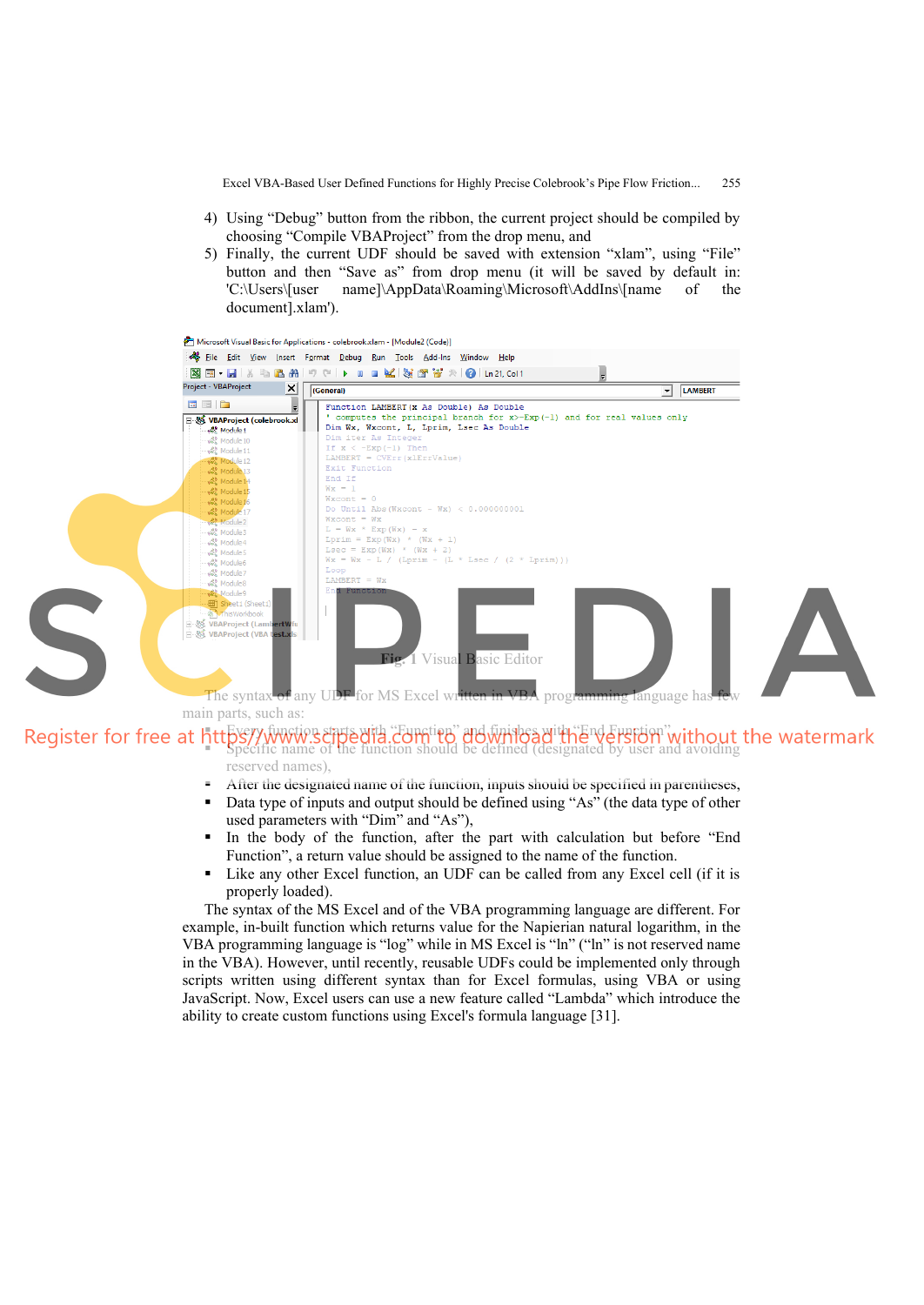4) Using “Debug” button from the ribbon, the current project should be compiled by choosing “Compile VBAProject” from the drop menu, and
5) Finally, the current UDF should be saved with extension “xlam”, using “File” button and then “Save as” from drop menu (it will be saved by default in: 'C:\Users\[user name]\AppData\Roaming\Microsoft\AddIns\[name of the document].xlam').

```
Function LAMBERT(x As Double) As Double
' computes the principal branch for x>-Exp(-1) and for real values only
Dim Wx, Wxcont, L, Lprim, Lsec As Double
Dim iter As Integer
If x < -Exp(-1) Then
LAMBERT = CVErr(xlErrValue)
Exit Function
End If
Wx = 1
Wxcont = 0
Do Until Abs(Wxcont - Wx) < 0.000000001
Wxcont = Wx
L = Wx * Exp(Wx) - x
Lprim = Exp(Wx) * (Wx + 1)
Lsec = Exp(Wx) * (Wx + 2)
Wx = Wx - L / (Lprim - (L * Lsec / (2 * Lprim)))
Loop
LAMBERT = Wx
End Function
```

**Fig. 1** Visual Basic Editor

The syntax of any UDF for MS Excel written in VBA programming language has few main parts, such as:

- Every function starts with “Function” and finishes with “End Function”,
- Specific name of the function should be defined (designated by user and avoiding reserved names),
- After the designated name of the function, inputs should be specified in parentheses,
- Data type of inputs and output should be defined using “As” (the data type of other used parameters with “Dim” and “As”),
- In the body of the function, after the part with calculation but before “End Function”, a return value should be assigned to the name of the function.
- Like any other Excel function, an UDF can be called from any Excel cell (if it is properly loaded).

The syntax of the MS Excel and of the VBA programming language are different. For example, in-built function which returns value for the Napierian natural logarithm, in the VBA programming language is “log” while in MS Excel is “ln” (“ln” is not reserved name in the VBA). However, until recently, reusable UDFs could be implemented only through scripts written using different syntax than for Excel formulas, using VBA or using JavaScript. Now, Excel users can use a new feature called “Lambda” which introduce the ability to create custom functions using Excel's formula language [31].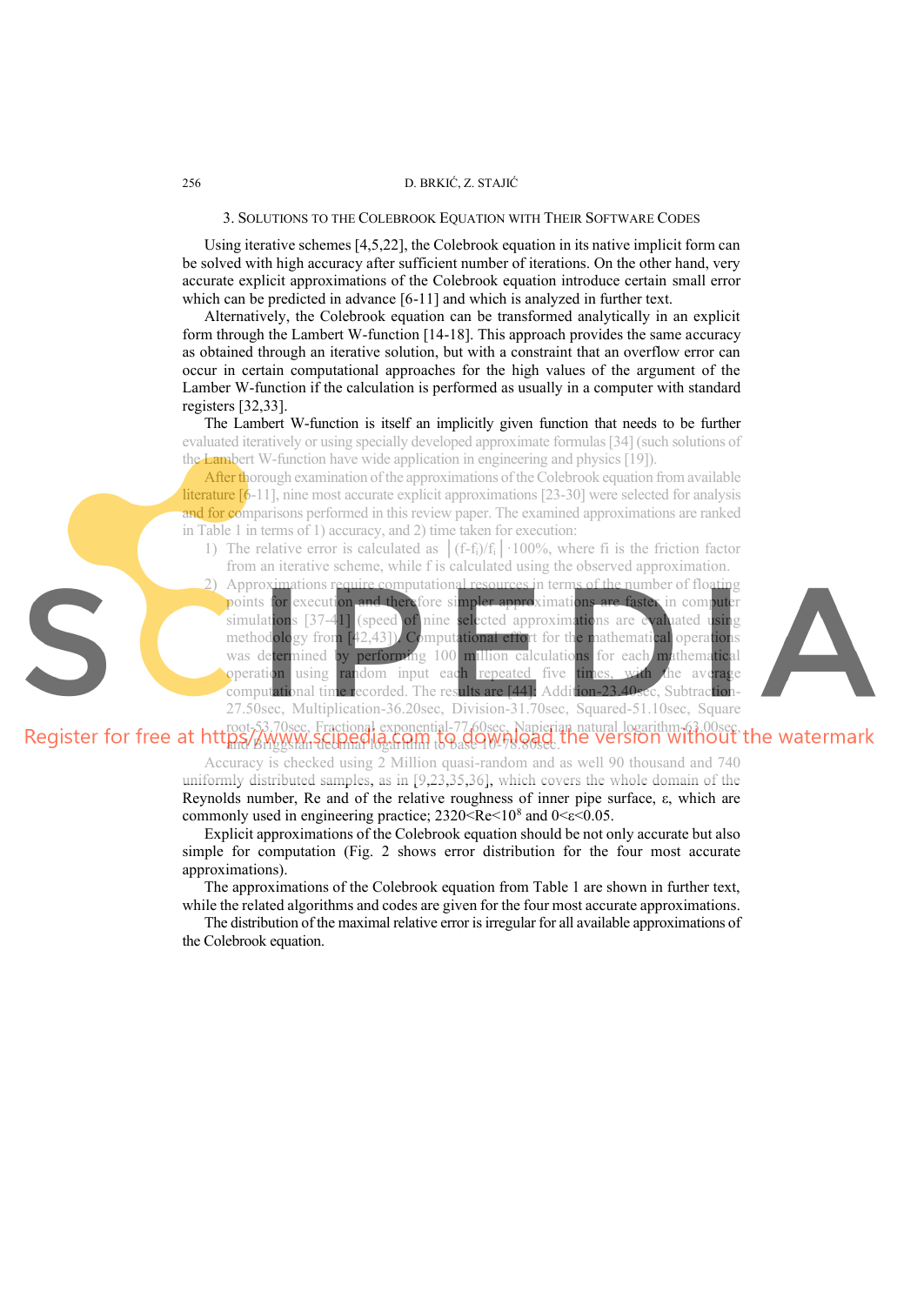## 3. SOLUTIONS TO THE COLEBROOK EQUATION WITH THEIR SOFTWARE CODES

Using iterative schemes [4,5,22], the Colebrook equation in its native implicit form can be solved with high accuracy after sufficient number of iterations. On the other hand, very accurate explicit approximations of the Colebrook equation introduce certain small error which can be predicted in advance [6-11] and which is analyzed in further text.

Alternatively, the Colebrook equation can be transformed analytically in an explicit form through the Lambert W-function [14-18]. This approach provides the same accuracy as obtained through an iterative solution, but with a constraint that an overflow error can occur in certain computational approaches for the high values of the argument of the Lamber W-function if the calculation is performed as usually in a computer with standard registers [32,33].

The Lambert W-function is itself an implicitly given function that needs to be further evaluated iteratively or using specially developed approximate formulas [34] (such solutions of the Lambert W-function have wide application in engineering and physics [19]).

After thorough examination of the approximations of the Colebrook equation from available literature [6-11], nine most accurate explicit approximations [23-30] were selected for analysis and for comparisons performed in this review paper. The examined approximations are ranked in Table 1 in terms of 1) accuracy, and 2) time taken for execution:

1) The relative error is calculated as $\left|(f-f_i)/f_i\right|\cdot 100\%$, where fi is the friction factor from an iterative scheme, while f is calculated using the observed approximation.
2) Approximations require computational resources in terms of the number of floating points for execution and therefore simpler approximations are faster in computer simulations [37-41] (speed of nine selected approximations are evaluated using methodology from [42,43]). Computational effort for the mathematical operations was determined by performing 100 million calculations for each mathematical operation using random input each repeated five times, with the average computational time recorded. The results are [44]: Addition-23.40sec, Subtraction-27.50sec, Multiplication-36.20sec, Division-31.70sec, Squared-51.10sec, Square root-53.70sec, Fractional exponential-77.60sec, Napierian natural logarithm-63.00sec, and Briggsian decimal logarithm to base 10-78.80sec.

Accuracy is checked using 2 Million quasi-random and as well 90 thousand and 740 uniformly distributed samples, as in [9,23,35,36], which covers the whole domain of the Reynolds number, Re and of the relative roughness of inner pipe surface, ε, which are commonly used in engineering practice; $2320<Re<10^8$ and $0<\varepsilon<0.05$.

Explicit approximations of the Colebrook equation should be not only accurate but also simple for computation (Fig. 2 shows error distribution for the four most accurate approximations).

The approximations of the Colebrook equation from Table 1 are shown in further text, while the related algorithms and codes are given for the four most accurate approximations.

The distribution of the maximal relative error is irregular for all available approximations of the Colebrook equation.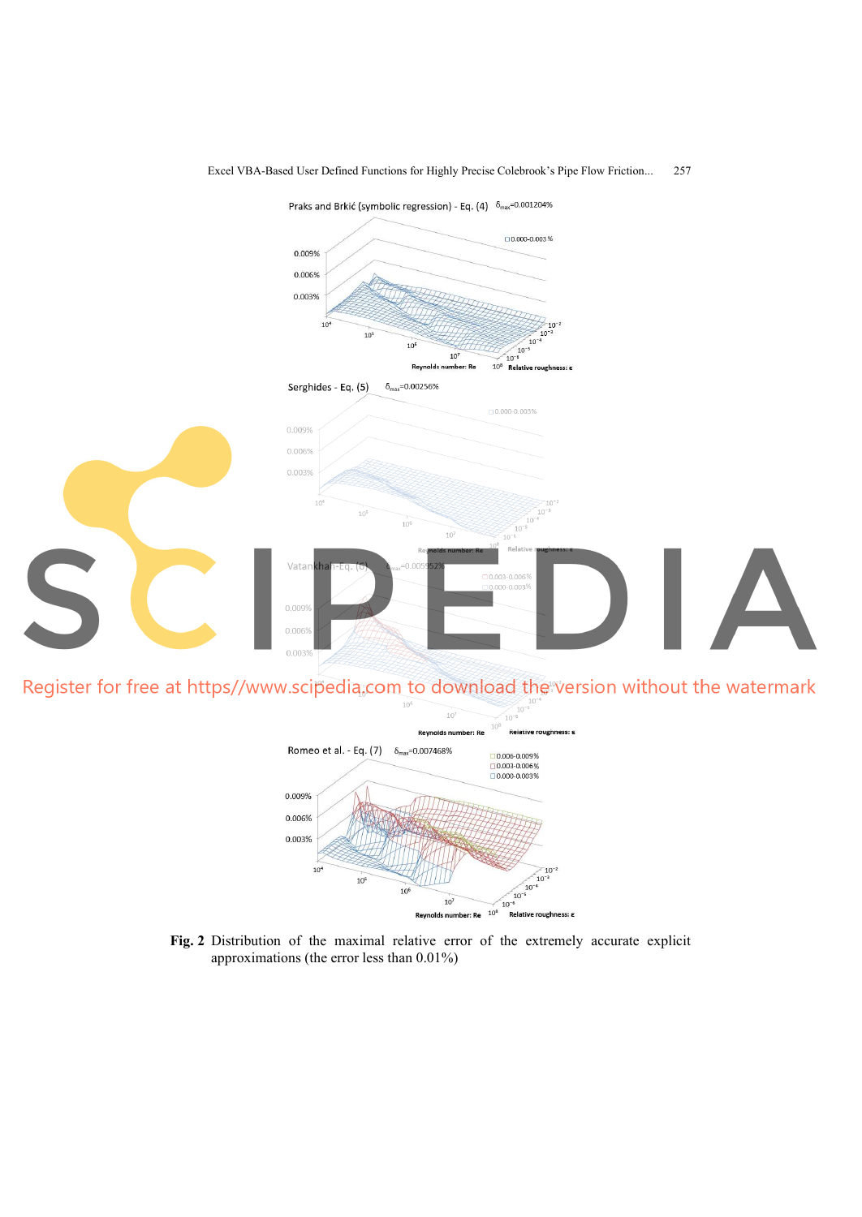Praks and Brkić (symbolic regression) - Eq. (4) $\delta_{max}$=0.001204%

Serghides - Eq. (5) $\delta_{max}$=0.00256%

Vatankhah-Eq. (6) $\delta_{max}$=0.005952%

Romeo et al. - Eq. (7) $\delta_{max}$=0.007468%

**Fig. 2** Distribution of the maximal relative error of the extremely accurate explicit approximations (the error less than 0.01%)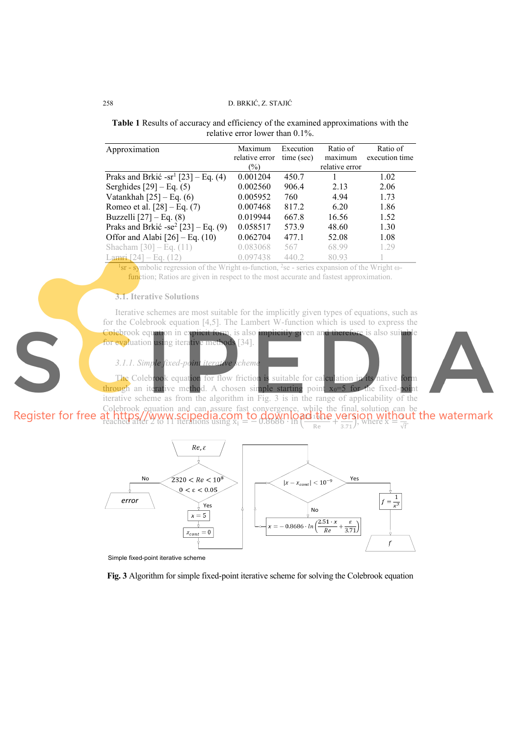**Table 1** Results of accuracy and efficiency of the examined approximations with the relative error lower than 0.1%.

| Approximation | Maximum relative error (%) | Execution time (sec) | Ratio of maximum relative error | Ratio of execution time |
|---|---|---|---|---|
| Praks and Brkić -sr[1] [23] – Eq. (4) | 0.001204 | 450.7 | 1 | 1.02 |
| Serghides [29] – Eq. (5) | 0.002560 | 906.4 | 2.13 | 2.06 |
| Vatankhah [25] – Eq. (6) | 0.005952 | 760 | 4.94 | 1.73 |
| Romeo et al. [28] – Eq. (7) | 0.007468 | 817.2 | 6.20 | 1.86 |
| Buzzelli [27] – Eq. (8) | 0.019944 | 667.8 | 16.56 | 1.52 |
| Praks and Brkić -se[2] [23] – Eq. (9) | 0.058517 | 573.9 | 48.60 | 1.30 |
| Offor and Alabi [26] – Eq. (10) | 0.062704 | 477.1 | 52.08 | 1.08 |
| Shacham [30] – Eq. (11) | 0.083068 | 567 | 68.99 | 1.29 |
| Lamri [24] – Eq. (12) | 0.097438 | 440.2 | 80.93 | 1 |

[1]sr - symbolic regression of the Wright ω-function, [2]se - series expansion of the Wright ω-function; Ratios are given in respect to the most accurate and fastest approximation.

### 3.1. Iterative Solutions

Iterative schemes are most suitable for the implicitly given types of equations, such as for the Colebrook equation [4,5]. The Lambert W-function which is used to express the Colebrook equation in explicit form, is also implicitly given and therefore is also suitable for evaluation using iterative methods [34].

#### 3.1.1. Simple fixed-point iterative scheme

The Colebrook equation for flow friction is suitable for calculation in its native form through an iterative method. A chosen simple starting point $x_0=5$ for the fixed-point iterative scheme as from the algorithm in Fig. 3 is in the range of applicability of the Colebrook equation and can assure fast convergence, while the final solution can be reached after 2 to 11 iterations using $x_i = -0.8686 \cdot \ln\left(\frac{2.51 \cdot x_{i-1}}{\text{Re}} + \frac{\varepsilon}{3.71}\right)$, where $x = \frac{1}{\sqrt{f}}$.

Simple fixed-point iterative scheme

**Fig. 3** Algorithm for simple fixed-point iterative scheme for solving the Colebrook equation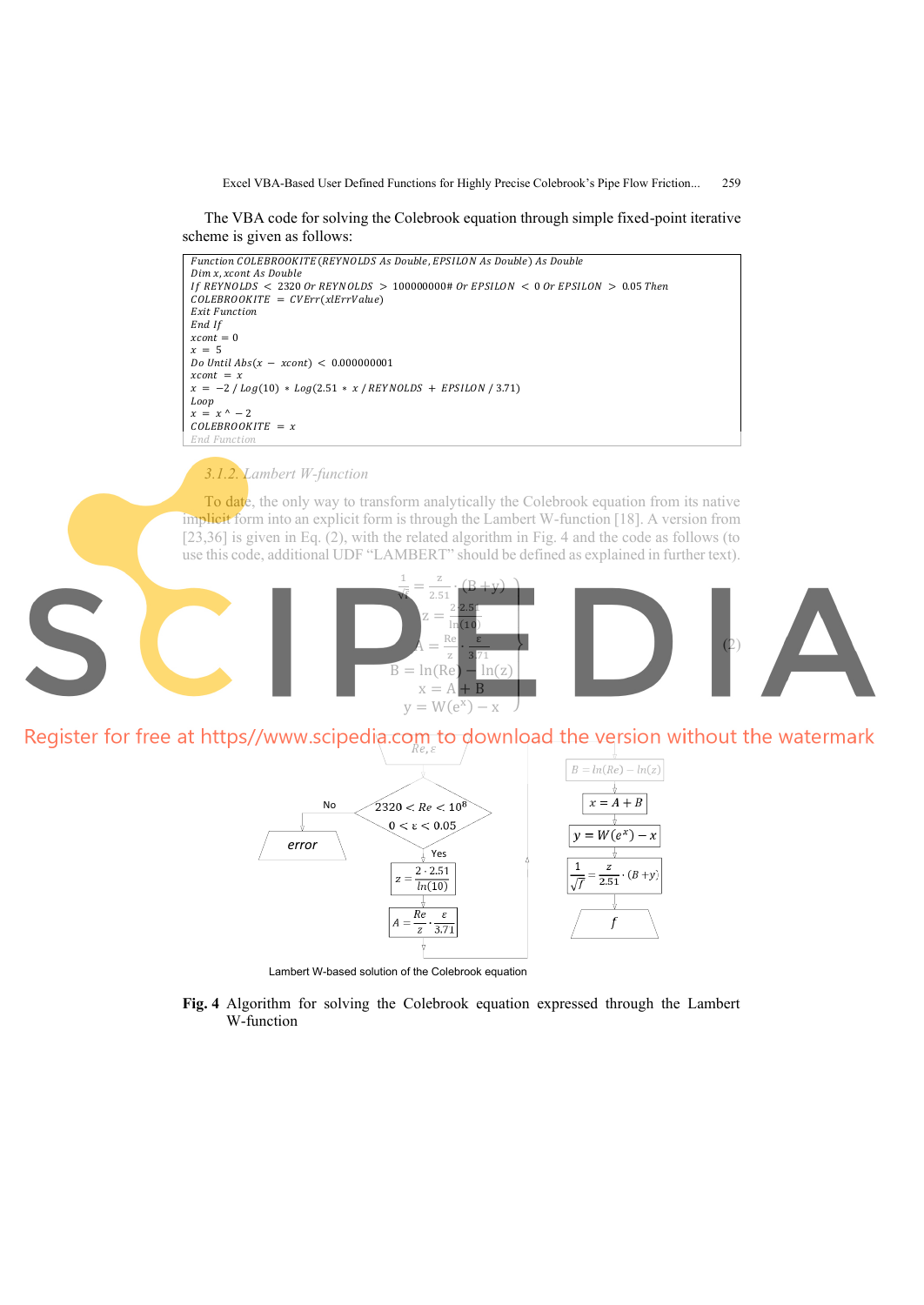The VBA code for solving the Colebrook equation through simple fixed-point iterative scheme is given as follows:

```
Function COLEBROOKITE(REYNOLDS As Double, EPSILON As Double) As Double
Dim x, xcont As Double
If REYNOLDS < 2320 Or REYNOLDS > 100000000# Or EPSILON < 0 Or EPSILON > 0.05 Then
COLEBROOKITE = CVErr(xlErrValue)
Exit Function
End If
xcont = 0
x = 5
Do Until Abs(x − xcont) < 0.000000001
xcont = x
x = −2 / Log(10) * Log(2.51 * x / REYNOLDS + EPSILON / 3.71)
Loop
x = x ^ −2
COLEBROOKITE = x
End Function
```

### 3.1.2. Lambert W-function

To date, the only way to transform analytically the Colebrook equation from its native implicit form into an explicit form is through the Lambert W-function [18]. A version from [23,36] is given in Eq. (2), with the related algorithm in Fig. 4 and the code as follows (to use this code, additional UDF "LAMBERT" should be defined as explained in further text).

$$
\left.
\begin{aligned}
\frac{1}{\sqrt{f}} &= \frac{z}{2.51}\cdot(B+y) \\
z &= \frac{2\cdot 2.51}{\ln(10)} \\
A &= \frac{Re}{z}\cdot\frac{\varepsilon}{3.71} \\
B &= \ln(Re) - \ln(z) \\
x &= A + B \\
y &= W(e^{x}) - x
\end{aligned}
\right\}
\quad (2)
$$

Register for free at https//www.scipedia.com to download the version without the watermark

Lambert W-based solution of the Colebrook equation

**Fig. 4** Algorithm for solving the Colebrook equation expressed through the Lambert W-function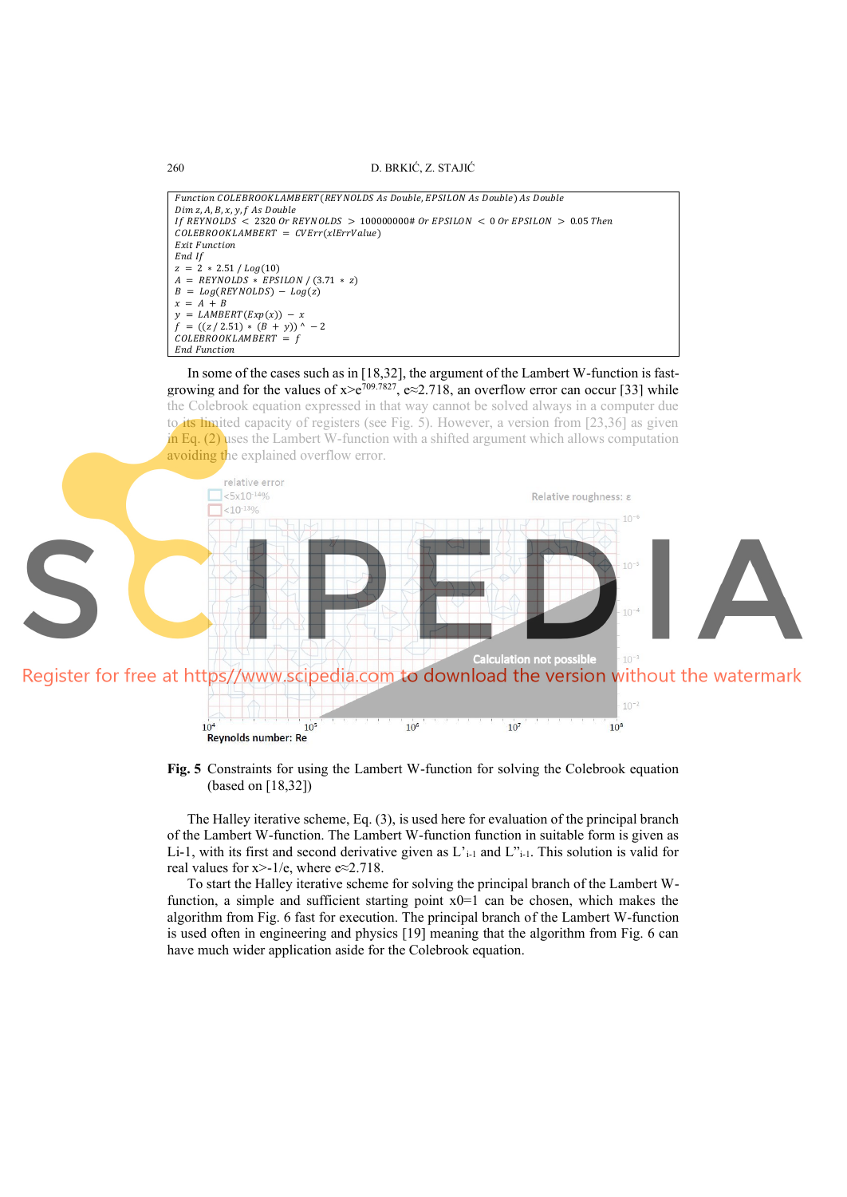```
Function COLEBROOKLAMBERT(REYNOLDS As Double, EPSILON As Double) As Double
Dim z, A, B, x, y, f As Double
If REYNOLDS < 2320 Or REYNOLDS > 100000000# Or EPSILON < 0 Or EPSILON > 0.05 Then
COLEBROOKLAMBERT = CVErr(xlErrValue)
Exit Function
End If
z = 2 * 2.51 / Log(10)
A = REYNOLDS * EPSILON / (3.71 * z)
B = Log(REYNOLDS) - Log(z)
x = A + B
y = LAMBERT(Exp(x)) - x
f = ((z / 2.51) * (B + y)) ^ - 2
COLEBROOKLAMBERT = f
End Function
```

In some of the cases such as in [18,32], the argument of the Lambert W-function is fast-growing and for the values of $x > e^{709.7827}$, $e \approx 2.718$, an overflow error can occur [33] while the Colebrook equation expressed in that way cannot be solved always in a computer due to its limited capacity of registers (see Fig. 5). However, a version from [23,36] as given in Eq. (2) uses the Lambert W-function with a shifted argument which allows computation avoiding the explained overflow error.

**Fig. 5** Constraints for using the Lambert W-function for solving the Colebrook equation (based on [18,32])

The Halley iterative scheme, Eq. (3), is used here for evaluation of the principal branch of the Lambert W-function. The Lambert W-function function in suitable form is given as $L_{i-1}$, with its first and second derivative given as $L'_{i-1}$ and $L''_{i-1}$. This solution is valid for real values for $x > -1/e$, where $e \approx 2.718$.

To start the Halley iterative scheme for solving the principal branch of the Lambert W-function, a simple and sufficient starting point $x_0 = 1$ can be chosen, which makes the algorithm from Fig. 6 fast for execution. The principal branch of the Lambert W-function is used often in engineering and physics [19] meaning that the algorithm from Fig. 6 can have much wider application aside for the Colebrook equation.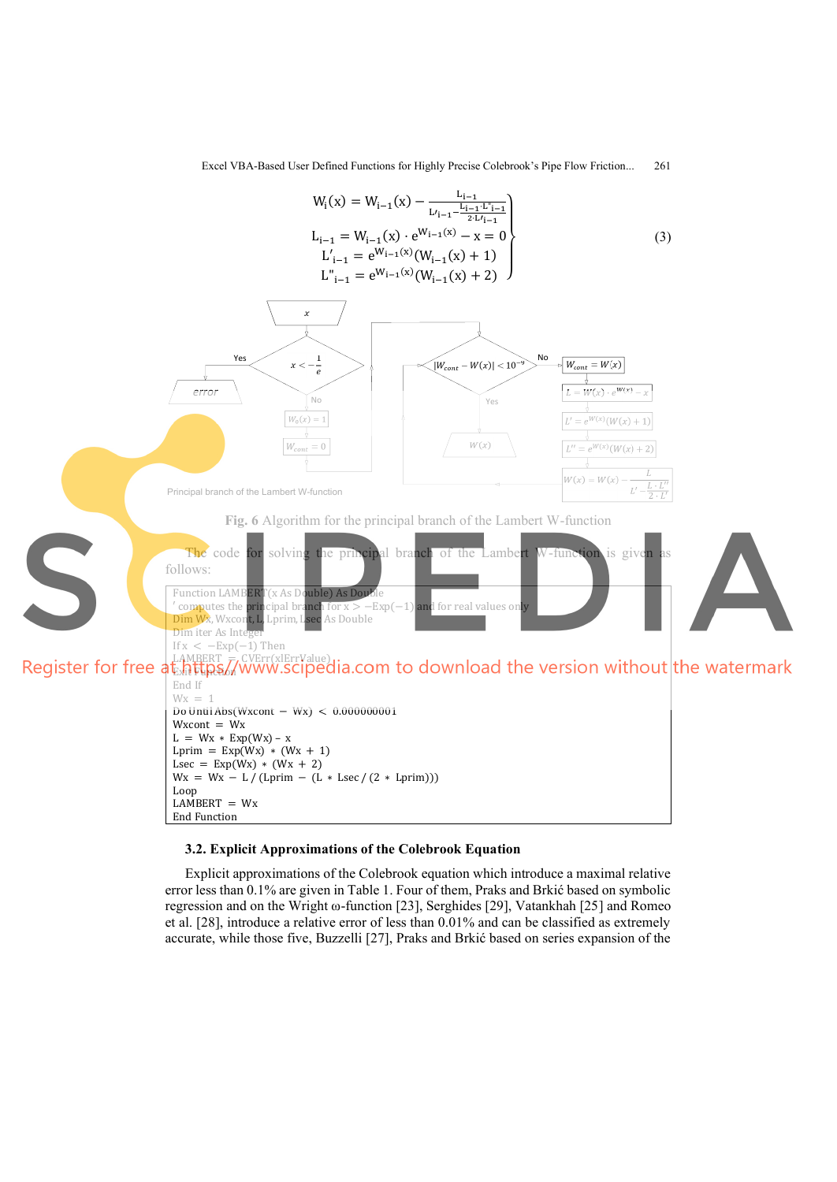$$
\left.\begin{aligned}
W_i(x) &= W_{i-1}(x) - \frac{L_{i-1}}{L'_{i-1} - \frac{L_{i-1} \cdot L''_{i-1}}{2 \cdot L'_{i-1}}} \\
L_{i-1} &= W_{i-1}(x) \cdot e^{W_{i-1}(x)} - x = 0 \\
L'_{i-1} &= e^{W_{i-1}(x)}(W_{i-1}(x) + 1) \\
L''_{i-1} &= e^{W_{i-1}(x)}(W_{i-1}(x) + 2)
\end{aligned}\right\} \tag{3}
$$

Fig. 6 Algorithm for the principal branch of the Lambert W-function

The code for solving the principal branch of the Lambert W-function is given as follows:

```
Function LAMBERT(x As Double) As Double
' computes the principal branch for x > −Exp(−1) and for real values only
Dim Wx, Wxcont, L, Lprim, Lsec As Double
Dim iter As Integer
If x < −Exp(−1) Then
LAMBERT = CVErr(xlErrValue)
Exit Function
End If
Wx = 1
Do Until Abs(Wxcont − Wx) < 0.000000001
Wxcont = Wx
L = Wx * Exp(Wx) – x
Lprim = Exp(Wx) * (Wx + 1)
Lsec = Exp(Wx) * (Wx + 2)
Wx = Wx − L / (Lprim − (L * Lsec / (2 * Lprim)))
Loop
LAMBERT = Wx
End Function
```

### 3.2. Explicit Approximations of the Colebrook Equation

Explicit approximations of the Colebrook equation which introduce a maximal relative error less than 0.1% are given in Table 1. Four of them, Praks and Brkić based on symbolic regression and on the Wright ω-function [23], Serghides [29], Vatankhah [25] and Romeo et al. [28], introduce a relative error of less than 0.01% and can be classified as extremely accurate, while those five, Buzzelli [27], Praks and Brkić based on series expansion of the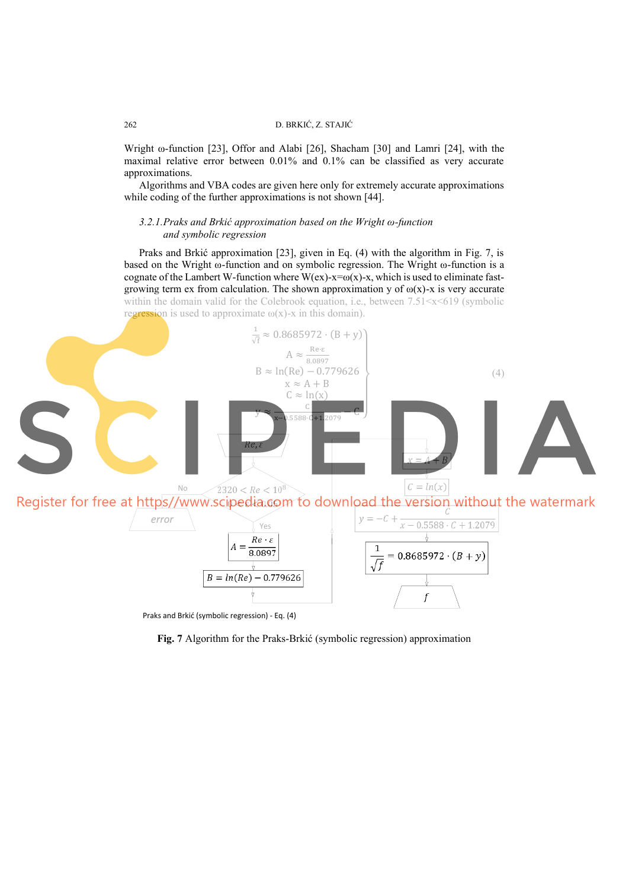Wright ω-function [23], Offor and Alabi [26], Shacham [30] and Lamri [24], with the maximal relative error between 0.01% and 0.1% can be classified as very accurate approximations.

Algorithms and VBA codes are given here only for extremely accurate approximations while coding of the further approximations is not shown [44].

### *3.2.1. Praks and Brkić approximation based on the Wright ω-function and symbolic regression*

Praks and Brkić approximation [23], given in Eq. (4) with the algorithm in Fig. 7, is based on the Wright ω-function and on symbolic regression. The Wright ω-function is a cognate of the Lambert W-function where W(ex)-x=ω(x)-x, which is used to eliminate fast-growing term ex from calculation. The shown approximation y of ω(x)-x is very accurate within the domain valid for the Colebrook equation, i.e., between 7.51<x<619 (symbolic regression is used to approximate ω(x)-x in this domain).

$$
\left.
\begin{aligned}
\frac{1}{\sqrt{f}} &\approx 0.8685972 \cdot (B + y) \\
A &\approx \frac{Re \cdot \varepsilon}{8.0897} \\
B &\approx \ln(Re) - 0.779626 \\
x &\approx A + B \\
C &\approx \ln(x) \\
y &\approx \frac{C}{x - 0.5588 \cdot C + 1.2079} - C
\end{aligned}
\right\} \qquad (4)
$$

Re, ε → $2320 < Re < 10^8$ ? (No → error; Yes →) $A = \frac{Re \cdot \varepsilon}{8.0897}$ → $B = ln(Re) - 0.779626$ → $x = A + B$ → $C = ln(x)$ → $y = -C + \frac{C}{x - 0.5588 \cdot C + 1.2079}$ → $\frac{1}{\sqrt{f}} = 0.8685972 \cdot (B + y)$ → f

Praks and Brkić (symbolic regression) - Eq. (4)

**Fig. 7** Algorithm for the Praks-Brkić (symbolic regression) approximation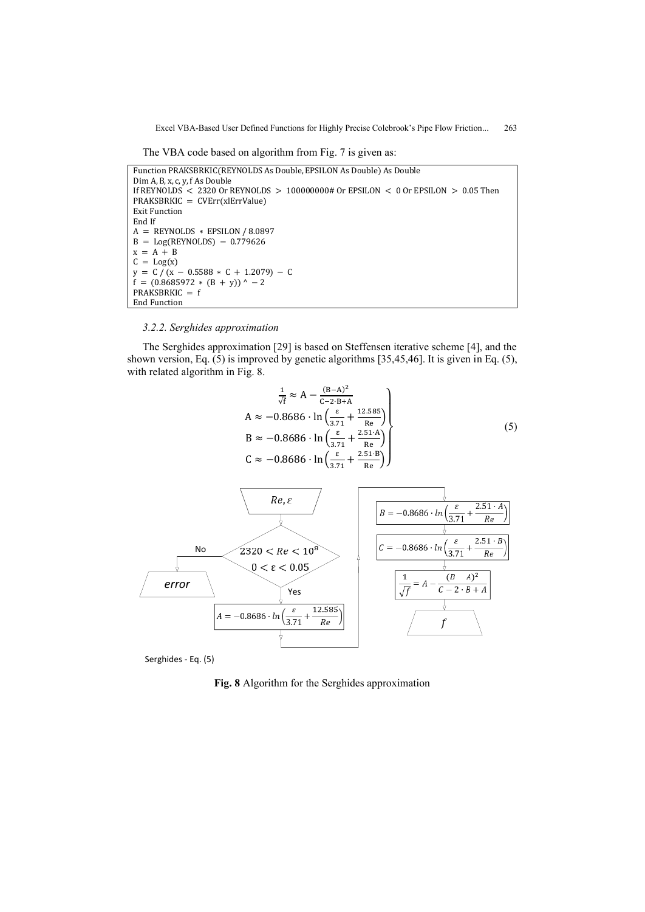The VBA code based on algorithm from Fig. 7 is given as:

```
Function PRAKSBRKIC(REYNOLDS As Double, EPSILON As Double) As Double
Dim A, B, x, c, y, f As Double
If REYNOLDS < 2320 Or REYNOLDS > 100000000# Or EPSILON < 0 Or EPSILON > 0.05 Then
PRAKSBRKIC = CVErr(xlErrValue)
Exit Function
End If
A = REYNOLDS * EPSILON / 8.0897
B = Log(REYNOLDS) − 0.779626
x = A + B
C = Log(x)
y = C / (x − 0.5588 * C + 1.2079) − C
f = (0.8685972 * (B + y)) ^ − 2
PRAKSBRKIC = f
End Function
```

### *3.2.2. Serghides approximation*

The Serghides approximation [29] is based on Steffensen iterative scheme [4], and the shown version, Eq. (5) is improved by genetic algorithms [35,45,46]. It is given in Eq. (5), with related algorithm in Fig. 8.

$$
\left.
\begin{aligned}
\frac{1}{\sqrt{f}} &\approx A - \frac{(B-A)^2}{C-2\cdot B+A} \\
A &\approx -0.8686 \cdot \ln\left(\frac{\varepsilon}{3.71} + \frac{12.585}{Re}\right) \\
B &\approx -0.8686 \cdot \ln\left(\frac{\varepsilon}{3.71} + \frac{2.51\cdot A}{Re}\right) \\
C &\approx -0.8686 \cdot \ln\left(\frac{\varepsilon}{3.71} + \frac{2.51\cdot B}{Re}\right)
\end{aligned}
\right\} \tag{5}
$$

Input: $Re, \varepsilon$

Check: $2320 < Re < 10^8$, $0 < \varepsilon < 0.05$ — No: *error*; Yes:

$A = -0.8686 \cdot ln\left(\frac{\varepsilon}{3.71} + \frac{12.585}{Re}\right)$

$B = -0.8686 \cdot ln\left(\frac{\varepsilon}{3.71} + \frac{2.51 \cdot A}{Re}\right)$

$C = -0.8686 \cdot ln\left(\frac{\varepsilon}{3.71} + \frac{2.51 \cdot B}{Re}\right)$

$\frac{1}{\sqrt{f}} = A - \frac{(B-A)^2}{C - 2 \cdot B + A}$

Output: $f$

Serghides - Eq. (5)

**Fig. 8** Algorithm for the Serghides approximation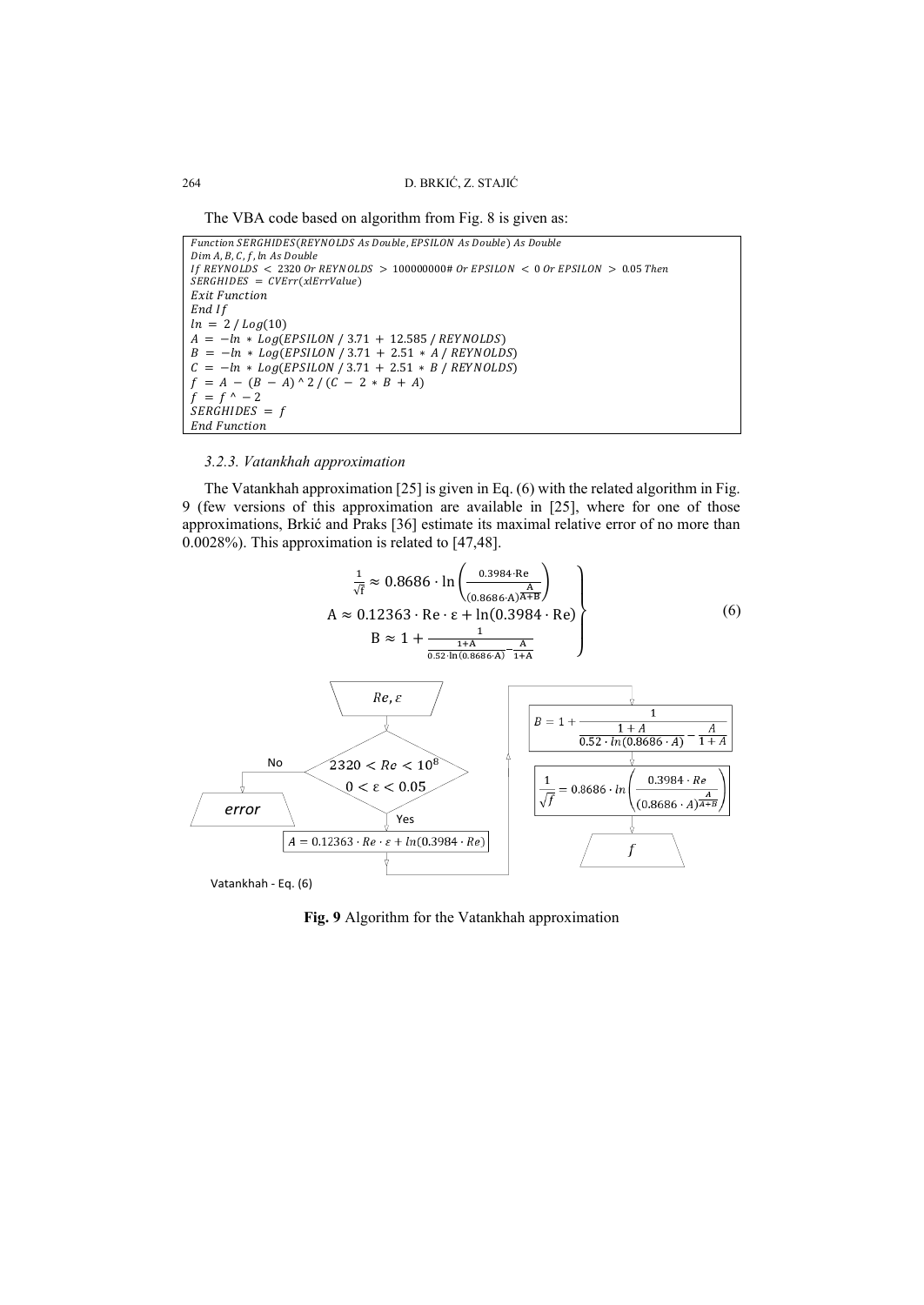The VBA code based on algorithm from Fig. 8 is given as:

```
Function SERGHIDES(REYNOLDS As Double, EPSILON As Double) As Double
Dim A, B, C, f, ln As Double
If REYNOLDS < 2320 Or REYNOLDS > 100000000# Or EPSILON < 0 Or EPSILON > 0.05 Then
SERGHIDES = CVErr(xlErrValue)
Exit Function
End If
ln = 2 / Log(10)
A = −ln * Log(EPSILON / 3.71 + 12.585 / REYNOLDS)
B = −ln * Log(EPSILON / 3.71 + 2.51 * A / REYNOLDS)
C = −ln * Log(EPSILON / 3.71 + 2.51 * B / REYNOLDS)
f = A − (B − A) ^ 2 / (C − 2 * B + A)
f = f ^ −2
SERGHIDES = f
End Function
```

### 3.2.3. Vatankhah approximation

The Vatankhah approximation [25] is given in Eq. (6) with the related algorithm in Fig. 9 (few versions of this approximation are available in [25], where for one of those approximations, Brkić and Praks [36] estimate its maximal relative error of no more than 0.0028%). This approximation is related to [47,48].

$$
\left.
\begin{aligned}
\frac{1}{\sqrt{f}} &\approx 0.8686 \cdot \ln\left(\frac{0.3984 \cdot \mathrm{Re}}{(0.8686 \cdot \mathrm{A})^{\frac{\mathrm{A}}{\mathrm{A}+\mathrm{B}}}}\right) \\
\mathrm{A} &\approx 0.12363 \cdot \mathrm{Re} \cdot \varepsilon + \ln(0.3984 \cdot \mathrm{Re}) \\
\mathrm{B} &\approx 1 + \frac{1}{\frac{1+\mathrm{A}}{0.52 \cdot \ln(0.8686 \cdot \mathrm{A})} - \frac{\mathrm{A}}{1+\mathrm{A}}}
\end{aligned}
\right\} \tag{6}
$$

Input: $Re, \varepsilon$

Check: $2320 < Re < 10^8$, $0 < \varepsilon < 0.05$ — No: error; Yes:

$A = 0.12363 \cdot Re \cdot \varepsilon + ln(0.3984 \cdot Re)$

$B = 1 + \frac{1}{\frac{1+A}{0.52 \cdot ln(0.8686 \cdot A)} - \frac{A}{1+A}}$

$\frac{1}{\sqrt{f}} = 0.8686 \cdot ln\left(\frac{0.3984 \cdot Re}{(0.8686 \cdot A)^{\frac{A}{A+B}}}\right)$

Output: $f$

Vatankhah - Eq. (6)

**Fig. 9** Algorithm for the Vatankhah approximation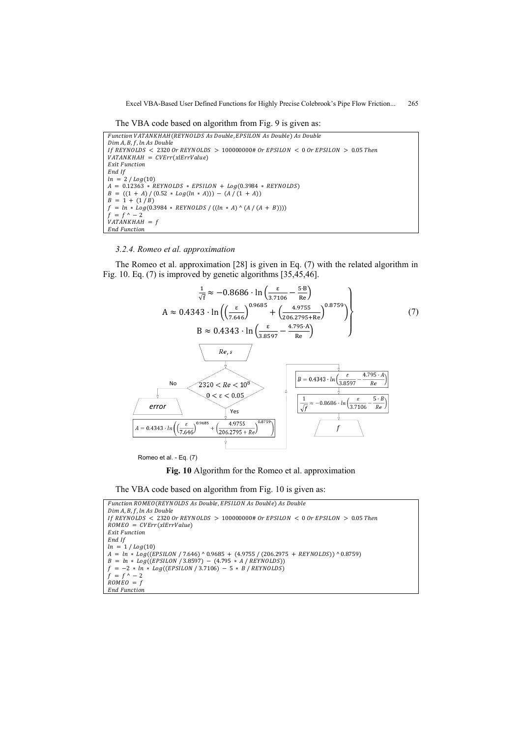The VBA code based on algorithm from Fig. 9 is given as:

```
Function VATANKHAH(REYNOLDS As Double, EPSILON As Double) As Double
Dim A, B, f, ln As Double
If REYNOLDS < 2320 Or REYNOLDS > 100000000# Or EPSILON < 0 Or EPSILON > 0.05 Then
VATANKHAH = CVErr(xlErrValue)
Exit Function
End If
ln = 2 / Log(10)
A = 0.12363 * REYNOLDS * EPSILON + Log(0.3984 * REYNOLDS)
B = ((1 + A) / (0.52 * Log(ln * A))) − (A / (1 + A))
B = 1 + (1 / B)
f = ln * Log(0.3984 * REYNOLDS / ((ln * A) ^ (A / (A + B))))
f = f ^ − 2
VATANKHAH = f
End Function
```

### 3.2.4. Romeo et al. approximation

The Romeo et al. approximation [28] is given in Eq. (7) with the related algorithm in Fig. 10. Eq. (7) is improved by genetic algorithms [35,45,46].

$$
\left.
\begin{aligned}
\frac{1}{\sqrt{f}} &\approx -0.8686 \cdot \ln\left(\frac{\varepsilon}{3.7106} - \frac{5 \cdot B}{Re}\right) \\
A &\approx 0.4343 \cdot \ln\left(\left(\frac{\varepsilon}{7.646}\right)^{0.9685} + \left(\frac{4.9755}{206.2795 + Re}\right)^{0.8759}\right) \\
B &\approx 0.4343 \cdot \ln\left(\frac{\varepsilon}{3.8597} - \frac{4.795 \cdot A}{Re}\right)
\end{aligned}
\right\} \quad (7)
$$

Romeo et al. - Eq. (7)

**Fig. 10** Algorithm for the Romeo et al. approximation

The VBA code based on algorithm from Fig. 10 is given as:

```
Function ROMEO(REYNOLDS As Double, EPSILON As Double) As Double
Dim A, B, f, ln As Double
If REYNOLDS < 2320 Or REYNOLDS > 100000000# Or EPSILON < 0 Or EPSILON > 0.05 Then
ROMEO = CVErr(xlErrValue)
Exit Function
End If
ln = 1 / Log(10)
A = ln * Log((EPSILON / 7.646) ^ 0.9685 + (4.9755 / (206.2975 + REYNOLDS)) ^ 0.8759)
B = ln * Log((EPSILON / 3.8597) − (4.795 * A / REYNOLDS))
f = −2 * ln * Log((EPSILON / 3.7106) − 5 * B / REYNOLDS)
f = f ^ − 2
ROMEO = f
End Function
```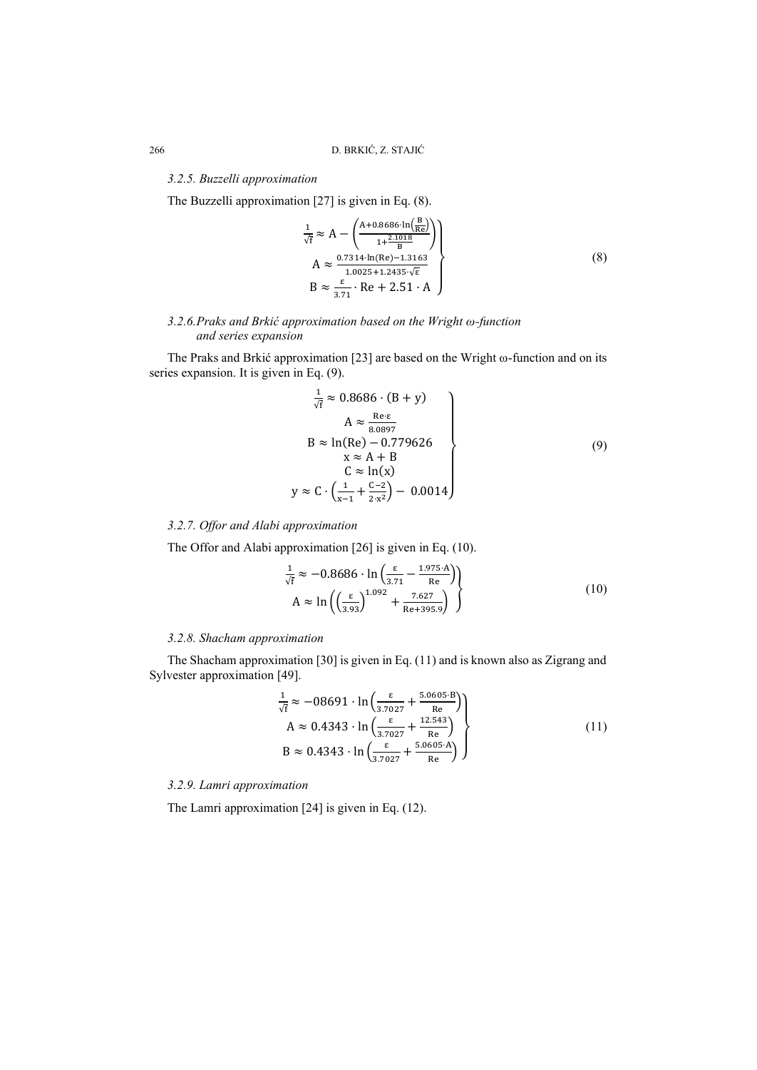### 3.2.5. Buzzelli approximation

The Buzzelli approximation [27] is given in Eq. (8).

$$
\left.\begin{aligned}
\frac{1}{\sqrt{f}} &\approx A-\left(\frac{A+0.8686\cdot\ln\left(\frac{B}{Re}\right)}{1+\frac{2.1018}{B}}\right)\\
A &\approx \frac{0.7314\cdot\ln(Re)-1.3163}{1.0025+1.2435\cdot\sqrt{\varepsilon}}\\
B &\approx \frac{\varepsilon}{3.71}\cdot Re+2.51\cdot A
\end{aligned}\right\}
\tag{8}
$$

### 3.2.6. Praks and Brkić approximation based on the Wright ω-function and series expansion

The Praks and Brkić approximation [23] are based on the Wright ω-function and on its series expansion. It is given in Eq. (9).

$$
\left.\begin{aligned}
\frac{1}{\sqrt{f}} &\approx 0.8686\cdot(B+y)\\
A &\approx \frac{Re\cdot\varepsilon}{8.0897}\\
B &\approx \ln(Re)-0.779626\\
x &\approx A+B\\
C &\approx \ln(x)\\
y &\approx C\cdot\left(\frac{1}{x-1}+\frac{C-2}{2\cdot x^{2}}\right)-0.0014
\end{aligned}\right\}
\tag{9}
$$

### 3.2.7. Offor and Alabi approximation

The Offor and Alabi approximation [26] is given in Eq. (10).

$$
\left.\begin{aligned}
\frac{1}{\sqrt{f}} &\approx -0.8686\cdot\ln\left(\frac{\varepsilon}{3.71}-\frac{1.975\cdot A}{Re}\right)\\
A &\approx \ln\left(\left(\frac{\varepsilon}{3.93}\right)^{1.092}+\frac{7.627}{Re+395.9}\right)
\end{aligned}\right\}
\tag{10}
$$

### 3.2.8. Shacham approximation

The Shacham approximation [30] is given in Eq. (11) and is known also as Zigrang and Sylvester approximation [49].

$$
\left.\begin{aligned}
\frac{1}{\sqrt{f}} &\approx -08691\cdot\ln\left(\frac{\varepsilon}{3.7027}+\frac{5.0605\cdot B}{Re}\right)\\
A &\approx 0.4343\cdot\ln\left(\frac{\varepsilon}{3.7027}+\frac{12.543}{Re}\right)\\
B &\approx 0.4343\cdot\ln\left(\frac{\varepsilon}{3.7027}+\frac{5.0605\cdot A}{Re}\right)
\end{aligned}\right\}
\tag{11}
$$

### 3.2.9. Lamri approximation

The Lamri approximation [24] is given in Eq. (12).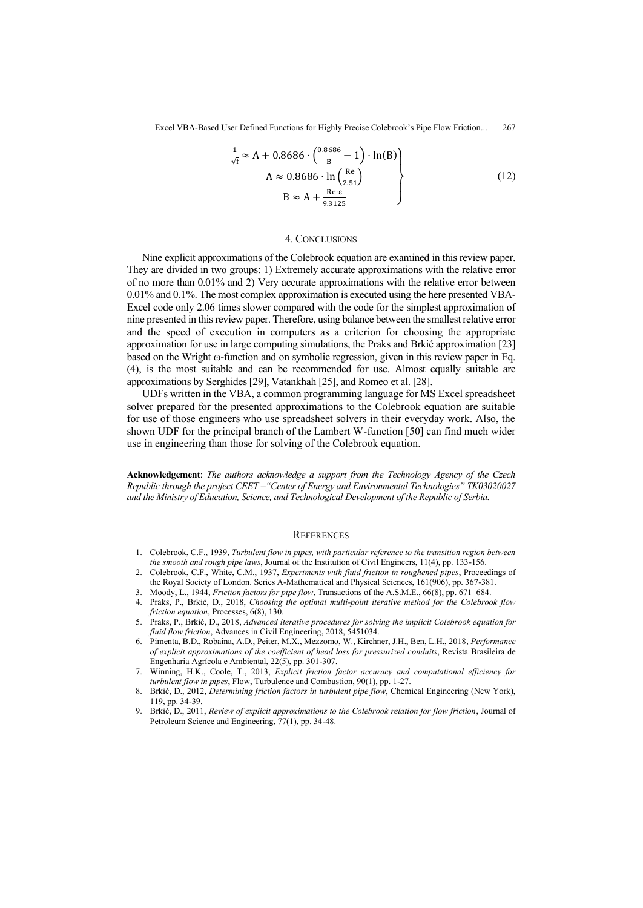$$\left.\begin{aligned}\frac{1}{\sqrt{f}} &\approx A + 0.8686 \cdot \left(\frac{0.8686}{B} - 1\right) \cdot \ln(B) \\ A &\approx 0.8686 \cdot \ln\left(\frac{Re}{2.51}\right) \\ B &\approx A + \frac{Re \cdot \varepsilon}{9.3125}\end{aligned}\right\} \tag{12}$$

## 4. CONCLUSIONS

Nine explicit approximations of the Colebrook equation are examined in this review paper. They are divided in two groups: 1) Extremely accurate approximations with the relative error of no more than 0.01% and 2) Very accurate approximations with the relative error between 0.01% and 0.1%. The most complex approximation is executed using the here presented VBA-Excel code only 2.06 times slower compared with the code for the simplest approximation of nine presented in this review paper. Therefore, using balance between the smallest relative error and the speed of execution in computers as a criterion for choosing the appropriate approximation for use in large computing simulations, the Praks and Brkić approximation [23] based on the Wright ω-function and on symbolic regression, given in this review paper in Eq. (4), is the most suitable and can be recommended for use. Almost equally suitable are approximations by Serghides [29], Vatankhah [25], and Romeo et al. [28].

UDFs written in the VBA, a common programming language for MS Excel spreadsheet solver prepared for the presented approximations to the Colebrook equation are suitable for use of those engineers who use spreadsheet solvers in their everyday work. Also, the shown UDF for the principal branch of the Lambert W-function [50] can find much wider use in engineering than those for solving of the Colebrook equation.

**Acknowledgement**: *The authors acknowledge a support from the Technology Agency of the Czech Republic through the project CEET –"Center of Energy and Environmental Technologies" TK03020027 and the Ministry of Education, Science, and Technological Development of the Republic of Serbia.*

## REFERENCES

1. Colebrook, C.F., 1939, *Turbulent flow in pipes, with particular reference to the transition region between the smooth and rough pipe laws*, Journal of the Institution of Civil Engineers, 11(4), pp. 133-156.
2. Colebrook, C.F., White, C.M., 1937, *Experiments with fluid friction in roughened pipes*, Proceedings of the Royal Society of London. Series A-Mathematical and Physical Sciences, 161(906), pp. 367-381.
3. Moody, L., 1944, *Friction factors for pipe flow*, Transactions of the A.S.M.E., 66(8), pp. 671–684.
4. Praks, P., Brkić, D., 2018, *Choosing the optimal multi-point iterative method for the Colebrook flow friction equation*, Processes, 6(8), 130.
5. Praks, P., Brkić, D., 2018, *Advanced iterative procedures for solving the implicit Colebrook equation for fluid flow friction*, Advances in Civil Engineering, 2018, 5451034.
6. Pimenta, B.D., Robaina, A.D., Peiter, M.X., Mezzomo, W., Kirchner, J.H., Ben, L.H., 2018, *Performance of explicit approximations of the coefficient of head loss for pressurized conduits*, Revista Brasileira de Engenharia Agrícola e Ambiental, 22(5), pp. 301-307.
7. Winning, H.K., Coole, T., 2013, *Explicit friction factor accuracy and computational efficiency for turbulent flow in pipes*, Flow, Turbulence and Combustion, 90(1), pp. 1-27.
8. Brkić, D., 2012, *Determining friction factors in turbulent pipe flow*, Chemical Engineering (New York), 119, pp. 34-39.
9. Brkić, D., 2011, *Review of explicit approximations to the Colebrook relation for flow friction*, Journal of Petroleum Science and Engineering, 77(1), pp. 34-48.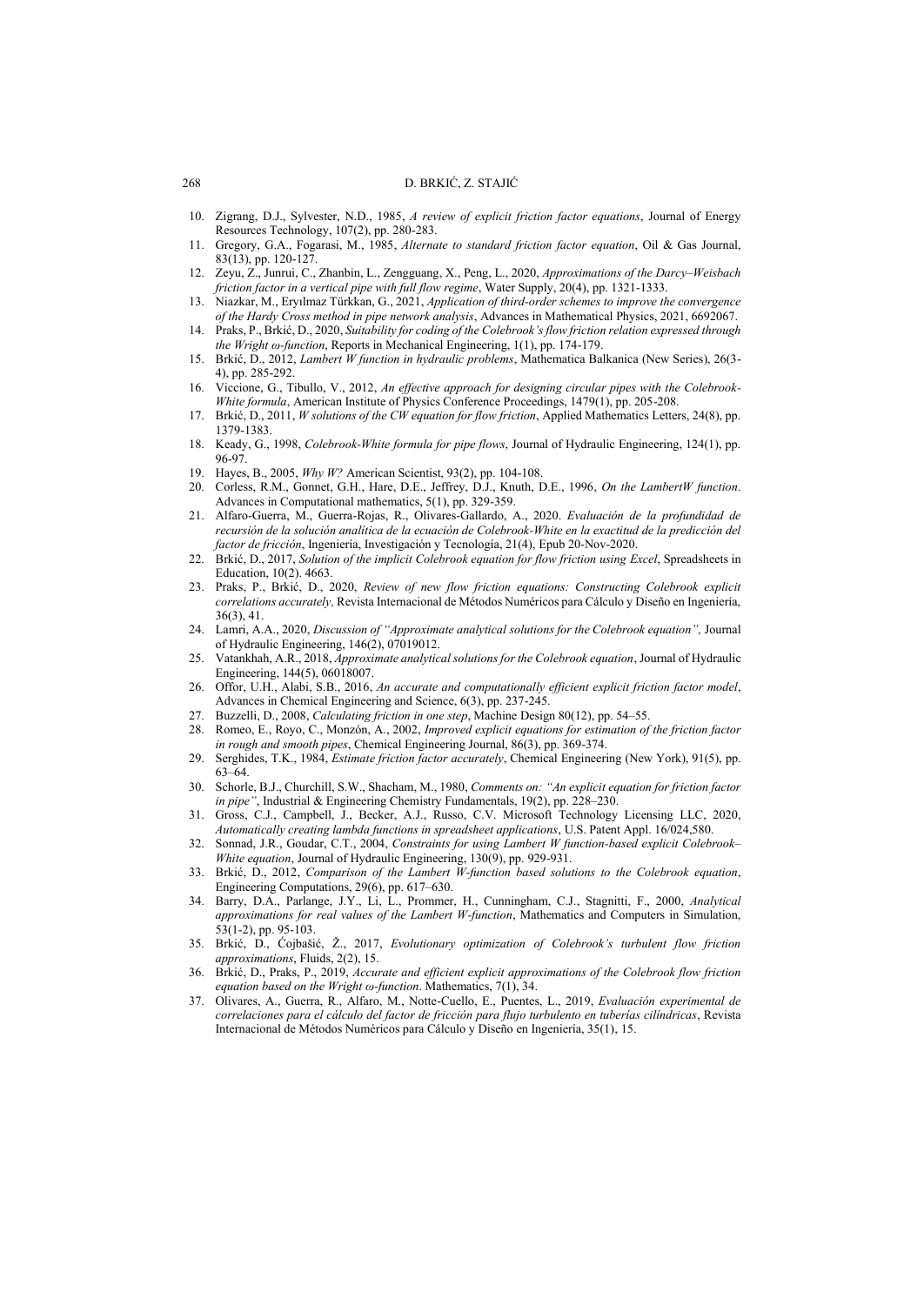10. Zigrang, D.J., Sylvester, N.D., 1985, *A review of explicit friction factor equations*, Journal of Energy Resources Technology, 107(2), pp. 280-283.
11. Gregory, G.A., Fogarasi, M., 1985, *Alternate to standard friction factor equation*, Oil & Gas Journal, 83(13), pp. 120-127.
12. Zeyu, Z., Junrui, C., Zhanbin, L., Zengguang, X., Peng, L., 2020, *Approximations of the Darcy–Weisbach friction factor in a vertical pipe with full flow regime*, Water Supply, 20(4), pp. 1321-1333.
13. Niazkar, M., Eryılmaz Türkkan, G., 2021, *Application of third-order schemes to improve the convergence of the Hardy Cross method in pipe network analysis*, Advances in Mathematical Physics, 2021, 6692067.
14. Praks, P., Brkić, D., 2020, *Suitability for coding of the Colebrook's flow friction relation expressed through the Wright ω-function*, Reports in Mechanical Engineering, 1(1), pp. 174-179.
15. Brkić, D., 2012, *Lambert W function in hydraulic problems*, Mathematica Balkanica (New Series), 26(3-4), pp. 285-292.
16. Viccione, G., Tibullo, V., 2012, *An effective approach for designing circular pipes with the Colebrook-White formula*, American Institute of Physics Conference Proceedings, 1479(1), pp. 205-208.
17. Brkić, D., 2011, *W solutions of the CW equation for flow friction*, Applied Mathematics Letters, 24(8), pp. 1379-1383.
18. Keady, G., 1998, *Colebrook-White formula for pipe flows*, Journal of Hydraulic Engineering, 124(1), pp. 96-97.
19. Hayes, B., 2005, *Why W?* American Scientist, 93(2), pp. 104-108.
20. Corless, R.M., Gonnet, G.H., Hare, D.E., Jeffrey, D.J., Knuth, D.E., 1996, *On the LambertW function*. Advances in Computational mathematics, 5(1), pp. 329-359.
21. Alfaro-Guerra, M., Guerra-Rojas, R., Olivares-Gallardo, A., 2020. *Evaluación de la profundidad de recursión de la solución analítica de la ecuación de Colebrook-White en la exactitud de la predicción del factor de fricción*, Ingeniería, Investigación y Tecnología, 21(4), Epub 20-Nov-2020.
22. Brkić, D., 2017, *Solution of the implicit Colebrook equation for flow friction using Excel*, Spreadsheets in Education, 10(2). 4663.
23. Praks, P., Brkić, D., 2020, *Review of new flow friction equations: Constructing Colebrook explicit correlations accurately,* Revista Internacional de Métodos Numéricos para Cálculo y Diseño en Ingeniería, 36(3), 41.
24. Lamri, A.A., 2020, *Discussion of "Approximate analytical solutions for the Colebrook equation",* Journal of Hydraulic Engineering, 146(2), 07019012.
25. Vatankhah, A.R., 2018, *Approximate analytical solutions for the Colebrook equation*, Journal of Hydraulic Engineering, 144(5), 06018007.
26. Offor, U.H., Alabi, S.B., 2016, *An accurate and computationally efficient explicit friction factor model*, Advances in Chemical Engineering and Science, 6(3), pp. 237-245.
27. Buzzelli, D., 2008, *Calculating friction in one step*, Machine Design 80(12), pp. 54–55.
28. Romeo, E., Royo, C., Monzón, A., 2002, *Improved explicit equations for estimation of the friction factor in rough and smooth pipes*, Chemical Engineering Journal, 86(3), pp. 369-374.
29. Serghides, T.K., 1984, *Estimate friction factor accurately*, Chemical Engineering (New York), 91(5), pp. 63–64.
30. Schorle, B.J., Churchill, S.W., Shacham, M., 1980, *Comments on: "An explicit equation for friction factor in pipe"*, Industrial & Engineering Chemistry Fundamentals, 19(2), pp. 228–230.
31. Gross, C.J., Campbell, J., Becker, A.J., Russo, C.V. Microsoft Technology Licensing LLC, 2020, *Automatically creating lambda functions in spreadsheet applications*, U.S. Patent Appl. 16/024,580.
32. Sonnad, J.R., Goudar, C.T., 2004, *Constraints for using Lambert W function-based explicit Colebrook–White equation*, Journal of Hydraulic Engineering, 130(9), pp. 929-931.
33. Brkić, D., 2012, *Comparison of the Lambert W-function based solutions to the Colebrook equation*, Engineering Computations, 29(6), pp. 617–630.
34. Barry, D.A., Parlange, J.Y., Li, L., Prommer, H., Cunningham, C.J., Stagnitti, F., 2000, *Analytical approximations for real values of the Lambert W-function*, Mathematics and Computers in Simulation, 53(1-2), pp. 95-103.
35. Brkić, D., Ćojbašić, Ž., 2017, *Evolutionary optimization of Colebrook's turbulent flow friction approximations*, Fluids, 2(2), 15.
36. Brkić, D., Praks, P., 2019, *Accurate and efficient explicit approximations of the Colebrook flow friction equation based on the Wright ω-function*. Mathematics, 7(1), 34.
37. Olivares, A., Guerra, R., Alfaro, M., Notte-Cuello, E., Puentes, L., 2019, *Evaluación experimental de correlaciones para el cálculo del factor de fricción para flujo turbulento en tuberías cilíndricas*, Revista Internacional de Métodos Numéricos para Cálculo y Diseño en Ingeniería, 35(1), 15.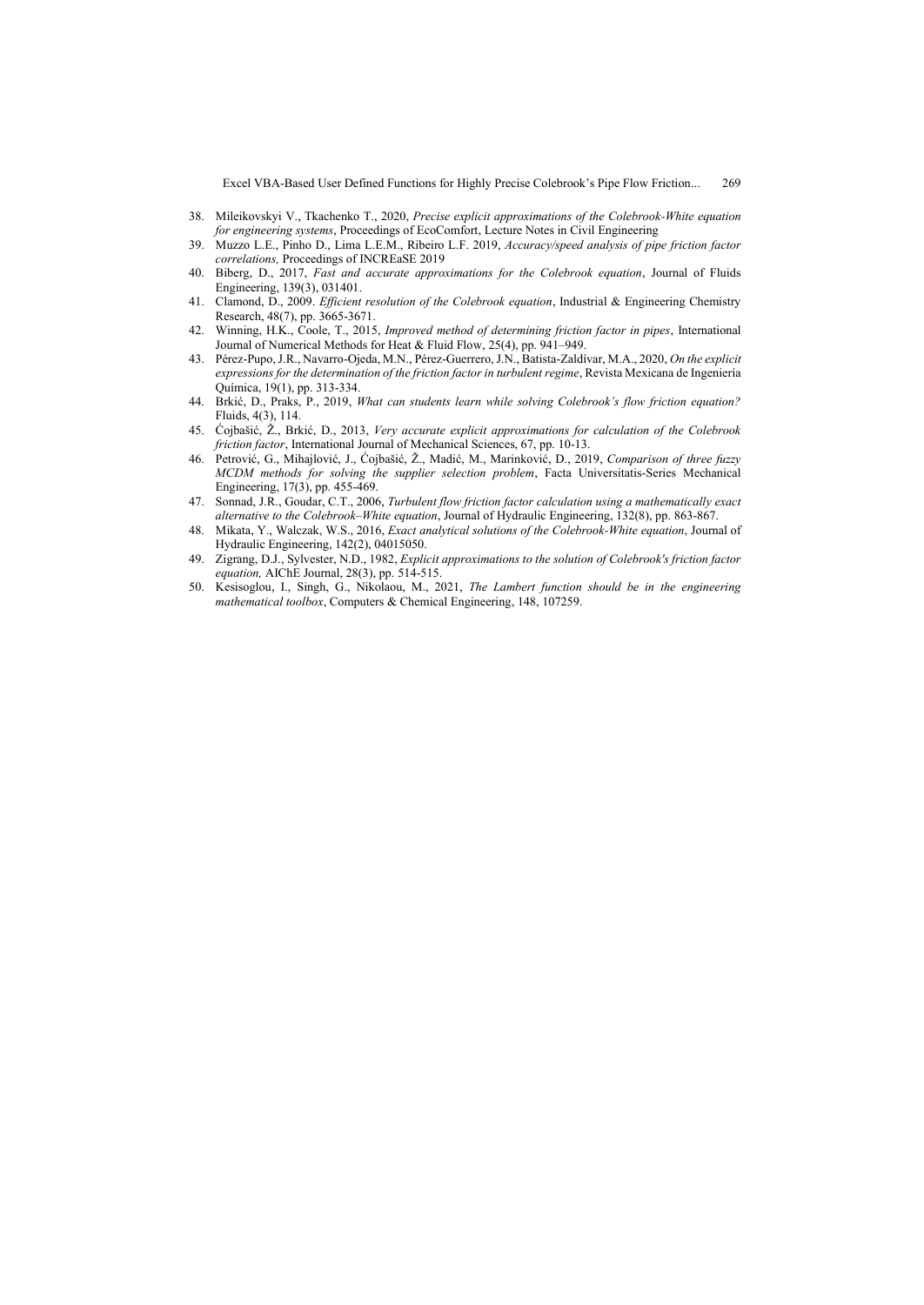38. Mileikovskyi V., Tkachenko T., 2020, *Precise explicit approximations of the Colebrook-White equation for engineering systems*, Proceedings of EcoComfort, Lecture Notes in Civil Engineering
39. Muzzo L.E., Pinho D., Lima L.E.M., Ribeiro L.F. 2019, *Accuracy/speed analysis of pipe friction factor correlations,* Proceedings of INCREaSE 2019
40. Biberg, D., 2017, *Fast and accurate approximations for the Colebrook equation*, Journal of Fluids Engineering, 139(3), 031401.
41. Clamond, D., 2009. *Efficient resolution of the Colebrook equation*, Industrial & Engineering Chemistry Research, 48(7), pp. 3665-3671.
42. Winning, H.K., Coole, T., 2015, *Improved method of determining friction factor in pipes*, International Journal of Numerical Methods for Heat & Fluid Flow, 25(4), pp. 941–949.
43. Pérez-Pupo, J.R., Navarro-Ojeda, M.N., Pérez-Guerrero, J.N., Batista-Zaldívar, M.A., 2020, *On the explicit expressions for the determination of the friction factor in turbulent regime*, Revista Mexicana de Ingeniería Química, 19(1), pp. 313-334.
44. Brkić, D., Praks, P., 2019, *What can students learn while solving Colebrook's flow friction equation?* Fluids, 4(3), 114.
45. Ćojbašić, Ž., Brkić, D., 2013, *Very accurate explicit approximations for calculation of the Colebrook friction factor*, International Journal of Mechanical Sciences, 67, pp. 10-13.
46. Petrović, G., Mihajlović, J., Ćojbašić, Ž., Madić, M., Marinković, D., 2019, *Comparison of three fuzzy MCDM methods for solving the supplier selection problem*, Facta Universitatis-Series Mechanical Engineering, 17(3), pp. 455-469.
47. Sonnad, J.R., Goudar, C.T., 2006, *Turbulent flow friction factor calculation using a mathematically exact alternative to the Colebrook–White equation*, Journal of Hydraulic Engineering, 132(8), pp. 863-867.
48. Mikata, Y., Walczak, W.S., 2016, *Exact analytical solutions of the Colebrook-White equation*, Journal of Hydraulic Engineering, 142(2), 04015050.
49. Zigrang, D.J., Sylvester, N.D., 1982, *Explicit approximations to the solution of Colebrook's friction factor equation,* AIChE Journal, 28(3), pp. 514-515.
50. Kesisoglou, I., Singh, G., Nikolaou, M., 2021, *The Lambert function should be in the engineering mathematical toolbox*, Computers & Chemical Engineering, 148, 107259.